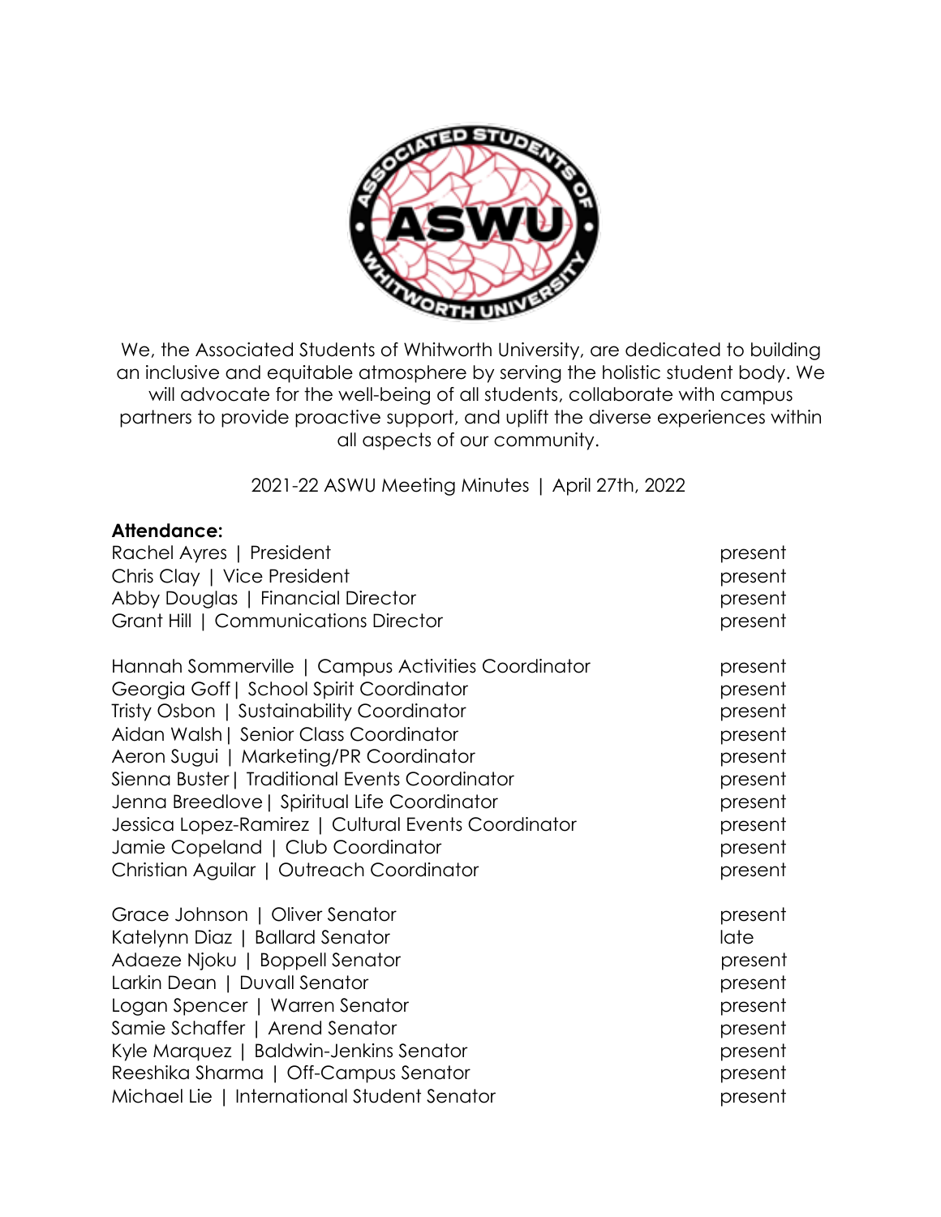We, the Associated Students of Whitworth University, are dedicated to building an inclusive and equitable atmosphere by serving the holistic student body. We will advocate for the well-being of all students, collaborate with campus partners to provide proactive support, and uplift the diverse experiences within all aspects of our community.

2021-22 ASWU Meeting Minutes | April 27th, 2022

**Attendance:**

Rachel Ayres | President — present
Chris Clay | Vice President — present
Abby Douglas | Financial Director — present
Grant Hill | Communications Director — present

Hannah Sommerville | Campus Activities Coordinator — present
Georgia Goff | School Spirit Coordinator — present
Tristy Osbon | Sustainability Coordinator — present
Aidan Walsh | Senior Class Coordinator — present
Aeron Sugui | Marketing/PR Coordinator — present
Sienna Buster | Traditional Events Coordinator — present
Jenna Breedlove | Spiritual Life Coordinator — present
Jessica Lopez-Ramirez | Cultural Events Coordinator — present
Jamie Copeland | Club Coordinator — present
Christian Aguilar | Outreach Coordinator — present

Grace Johnson | Oliver Senator — present
Katelynn Diaz | Ballard Senator — late
Adaeze Njoku | Boppell Senator — present
Larkin Dean | Duvall Senator — present
Logan Spencer | Warren Senator — present
Samie Schaffer | Arend Senator — present
Kyle Marquez | Baldwin-Jenkins Senator — present
Reeshika Sharma | Off-Campus Senator — present
Michael Lie | International Student Senator — present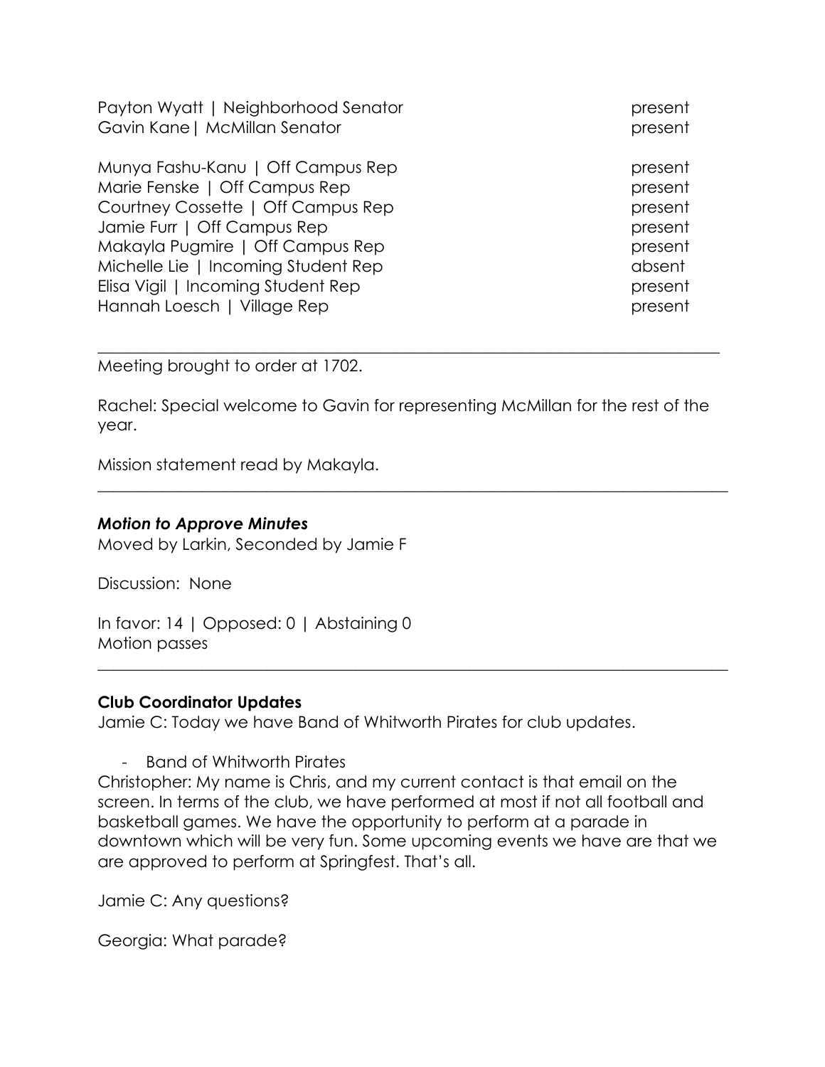| | |
|---|---|
| Payton Wyatt \| Neighborhood Senator | present |
| Gavin Kane\| McMillan Senator | present |
| Munya Fashu-Kanu \| Off Campus Rep | present |
| Marie Fenske \| Off Campus Rep | present |
| Courtney Cossette \| Off Campus Rep | present |
| Jamie Furr \| Off Campus Rep | present |
| Makayla Pugmire \| Off Campus Rep | present |
| Michelle Lie \| Incoming Student Rep | absent |
| Elisa Vigil \| Incoming Student Rep | present |
| Hannah Loesch \| Village Rep | present |

---

Meeting brought to order at 1702.

Rachel: Special welcome to Gavin for representing McMillan for the rest of the year.

Mission statement read by Makayla.

---

***Motion to Approve Minutes***

Moved by Larkin, Seconded by Jamie F

Discussion: None

In favor: 14 | Opposed: 0 | Abstaining 0
Motion passes

---

**Club Coordinator Updates**

Jamie C: Today we have Band of Whitworth Pirates for club updates.

- Band of Whitworth Pirates

Christopher: My name is Chris, and my current contact is that email on the screen. In terms of the club, we have performed at most if not all football and basketball games. We have the opportunity to perform at a parade in downtown which will be very fun. Some upcoming events we have are that we are approved to perform at Springfest. That's all.

Jamie C: Any questions?

Georgia: What parade?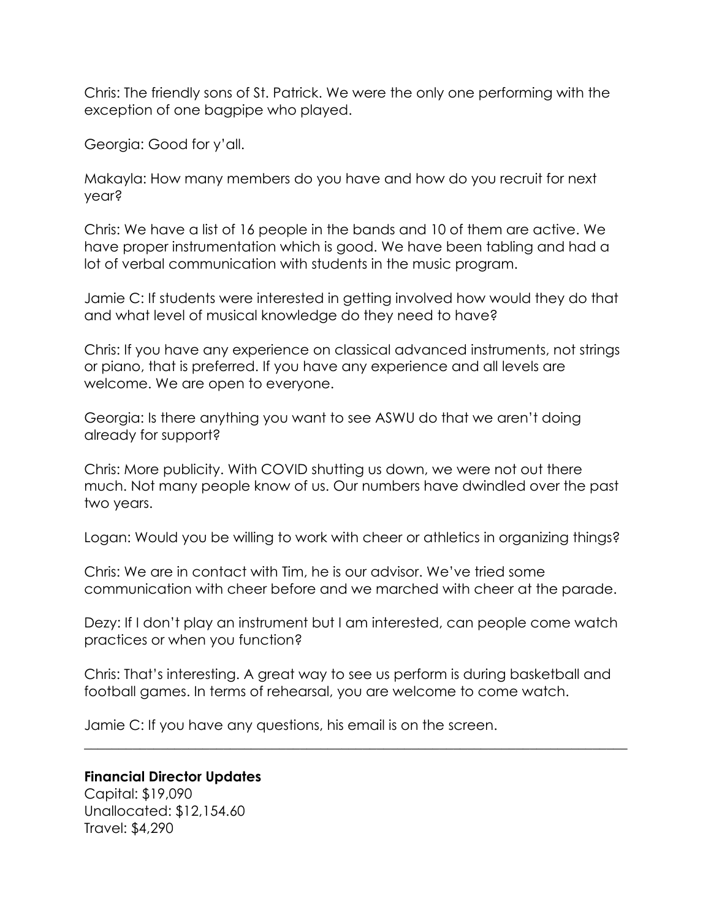Chris: The friendly sons of St. Patrick. We were the only one performing with the exception of one bagpipe who played.

Georgia: Good for y'all.

Makayla: How many members do you have and how do you recruit for next year?

Chris: We have a list of 16 people in the bands and 10 of them are active. We have proper instrumentation which is good. We have been tabling and had a lot of verbal communication with students in the music program.

Jamie C: If students were interested in getting involved how would they do that and what level of musical knowledge do they need to have?

Chris: If you have any experience on classical advanced instruments, not strings or piano, that is preferred. If you have any experience and all levels are welcome. We are open to everyone.

Georgia: Is there anything you want to see ASWU do that we aren't doing already for support?

Chris: More publicity. With COVID shutting us down, we were not out there much. Not many people know of us. Our numbers have dwindled over the past two years.

Logan: Would you be willing to work with cheer or athletics in organizing things?

Chris: We are in contact with Tim, he is our advisor. We've tried some communication with cheer before and we marched with cheer at the parade.

Dezy: If I don't play an instrument but I am interested, can people come watch practices or when you function?

Chris: That's interesting. A great way to see us perform is during basketball and football games. In terms of rehearsal, you are welcome to come watch.

Jamie C: If you have any questions, his email is on the screen.

---

**Financial Director Updates**
Capital: $19,090
Unallocated: $12,154.60
Travel: $4,290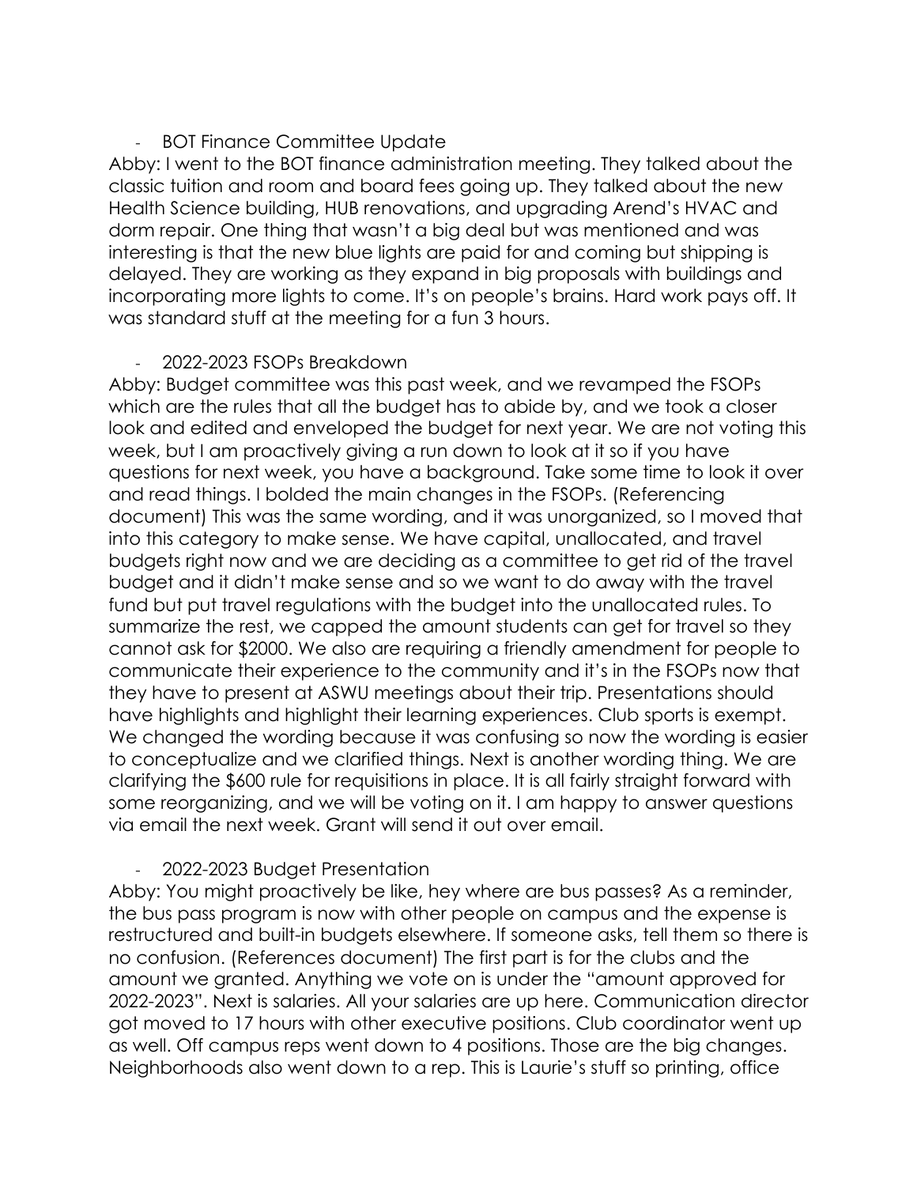- BOT Finance Committee Update

Abby: I went to the BOT finance administration meeting. They talked about the classic tuition and room and board fees going up. They talked about the new Health Science building, HUB renovations, and upgrading Arend's HVAC and dorm repair. One thing that wasn't a big deal but was mentioned and was interesting is that the new blue lights are paid for and coming but shipping is delayed. They are working as they expand in big proposals with buildings and incorporating more lights to come. It's on people's brains. Hard work pays off. It was standard stuff at the meeting for a fun 3 hours.

- 2022-2023 FSOPs Breakdown

Abby: Budget committee was this past week, and we revamped the FSOPs which are the rules that all the budget has to abide by, and we took a closer look and edited and enveloped the budget for next year. We are not voting this week, but I am proactively giving a run down to look at it so if you have questions for next week, you have a background. Take some time to look it over and read things. I bolded the main changes in the FSOPs. (Referencing document) This was the same wording, and it was unorganized, so I moved that into this category to make sense. We have capital, unallocated, and travel budgets right now and we are deciding as a committee to get rid of the travel budget and it didn't make sense and so we want to do away with the travel fund but put travel regulations with the budget into the unallocated rules. To summarize the rest, we capped the amount students can get for travel so they cannot ask for $2000. We also are requiring a friendly amendment for people to communicate their experience to the community and it's in the FSOPs now that they have to present at ASWU meetings about their trip. Presentations should have highlights and highlight their learning experiences. Club sports is exempt. We changed the wording because it was confusing so now the wording is easier to conceptualize and we clarified things. Next is another wording thing. We are clarifying the $600 rule for requisitions in place. It is all fairly straight forward with some reorganizing, and we will be voting on it. I am happy to answer questions via email the next week. Grant will send it out over email.

- 2022-2023 Budget Presentation

Abby: You might proactively be like, hey where are bus passes? As a reminder, the bus pass program is now with other people on campus and the expense is restructured and built-in budgets elsewhere. If someone asks, tell them so there is no confusion. (References document) The first part is for the clubs and the amount we granted. Anything we vote on is under the "amount approved for 2022-2023". Next is salaries. All your salaries are up here. Communication director got moved to 17 hours with other executive positions. Club coordinator went up as well. Off campus reps went down to 4 positions. Those are the big changes. Neighborhoods also went down to a rep. This is Laurie's stuff so printing, office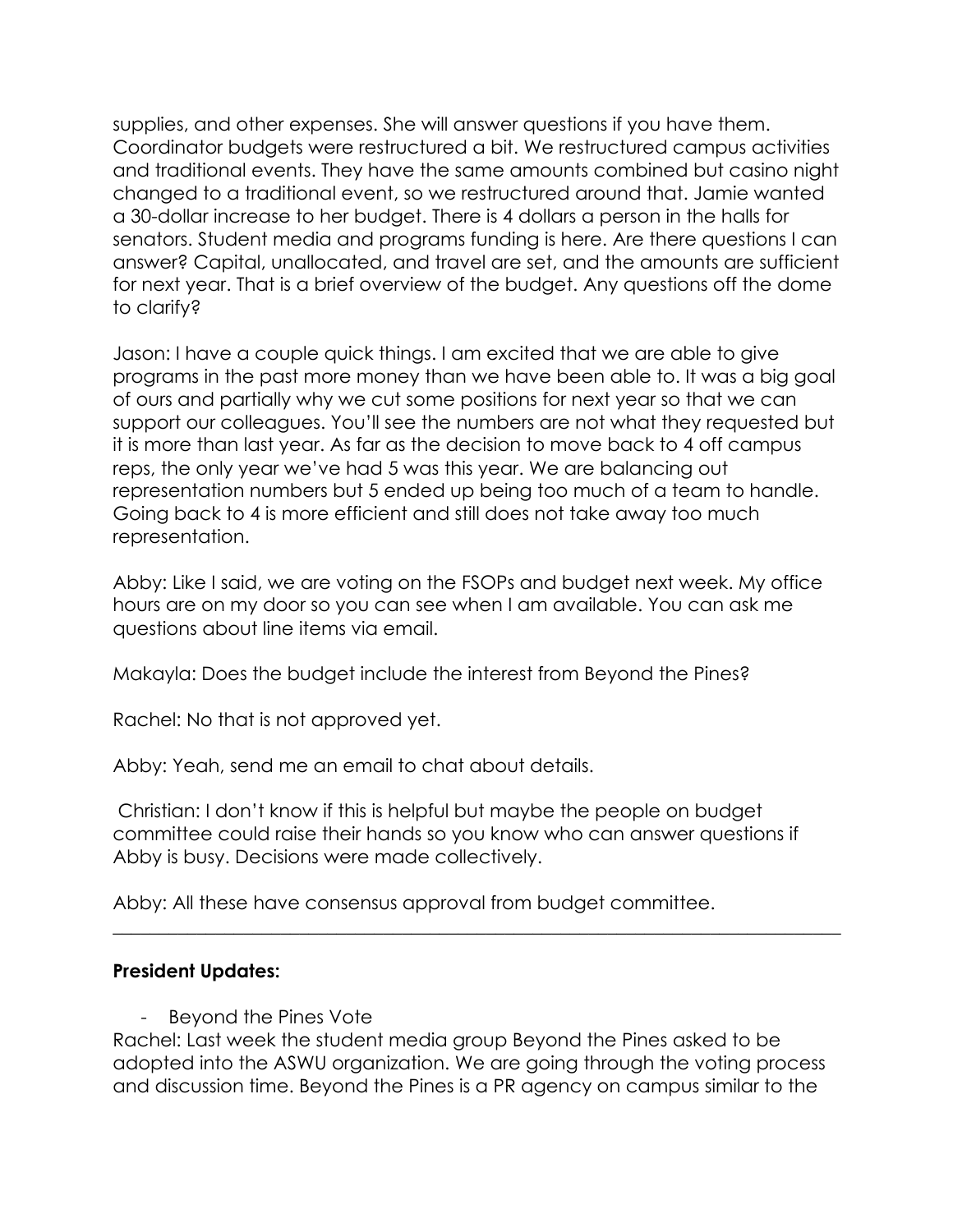supplies, and other expenses. She will answer questions if you have them. Coordinator budgets were restructured a bit. We restructured campus activities and traditional events. They have the same amounts combined but casino night changed to a traditional event, so we restructured around that. Jamie wanted a 30-dollar increase to her budget. There is 4 dollars a person in the halls for senators. Student media and programs funding is here. Are there questions I can answer? Capital, unallocated, and travel are set, and the amounts are sufficient for next year. That is a brief overview of the budget. Any questions off the dome to clarify?

Jason: I have a couple quick things. I am excited that we are able to give programs in the past more money than we have been able to. It was a big goal of ours and partially why we cut some positions for next year so that we can support our colleagues. You'll see the numbers are not what they requested but it is more than last year. As far as the decision to move back to 4 off campus reps, the only year we've had 5 was this year. We are balancing out representation numbers but 5 ended up being too much of a team to handle. Going back to 4 is more efficient and still does not take away too much representation.

Abby: Like I said, we are voting on the FSOPs and budget next week. My office hours are on my door so you can see when I am available. You can ask me questions about line items via email.

Makayla: Does the budget include the interest from Beyond the Pines?

Rachel: No that is not approved yet.

Abby: Yeah, send me an email to chat about details.

Christian: I don't know if this is helpful but maybe the people on budget committee could raise their hands so you know who can answer questions if Abby is busy. Decisions were made collectively.

Abby: All these have consensus approval from budget committee.

---

**President Updates:**

- Beyond the Pines Vote

Rachel: Last week the student media group Beyond the Pines asked to be adopted into the ASWU organization. We are going through the voting process and discussion time. Beyond the Pines is a PR agency on campus similar to the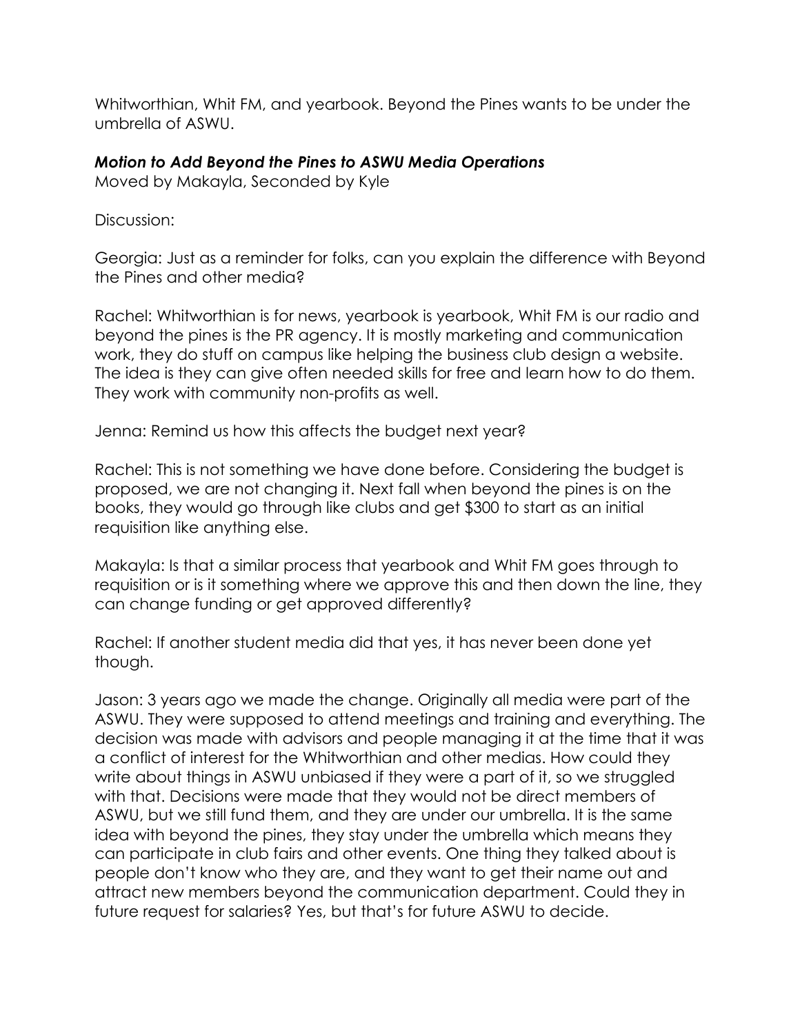Whitworthian, Whit FM, and yearbook. Beyond the Pines wants to be under the umbrella of ASWU.

***Motion to Add Beyond the Pines to ASWU Media Operations***
Moved by Makayla, Seconded by Kyle

Discussion:

Georgia: Just as a reminder for folks, can you explain the difference with Beyond the Pines and other media?

Rachel: Whitworthian is for news, yearbook is yearbook, Whit FM is our radio and beyond the pines is the PR agency. It is mostly marketing and communication work, they do stuff on campus like helping the business club design a website. The idea is they can give often needed skills for free and learn how to do them. They work with community non-profits as well.

Jenna: Remind us how this affects the budget next year?

Rachel: This is not something we have done before. Considering the budget is proposed, we are not changing it. Next fall when beyond the pines is on the books, they would go through like clubs and get $300 to start as an initial requisition like anything else.

Makayla: Is that a similar process that yearbook and Whit FM goes through to requisition or is it something where we approve this and then down the line, they can change funding or get approved differently?

Rachel: If another student media did that yes, it has never been done yet though.

Jason: 3 years ago we made the change. Originally all media were part of the ASWU. They were supposed to attend meetings and training and everything. The decision was made with advisors and people managing it at the time that it was a conflict of interest for the Whitworthian and other medias. How could they write about things in ASWU unbiased if they were a part of it, so we struggled with that. Decisions were made that they would not be direct members of ASWU, but we still fund them, and they are under our umbrella. It is the same idea with beyond the pines, they stay under the umbrella which means they can participate in club fairs and other events. One thing they talked about is people don't know who they are, and they want to get their name out and attract new members beyond the communication department. Could they in future request for salaries? Yes, but that's for future ASWU to decide.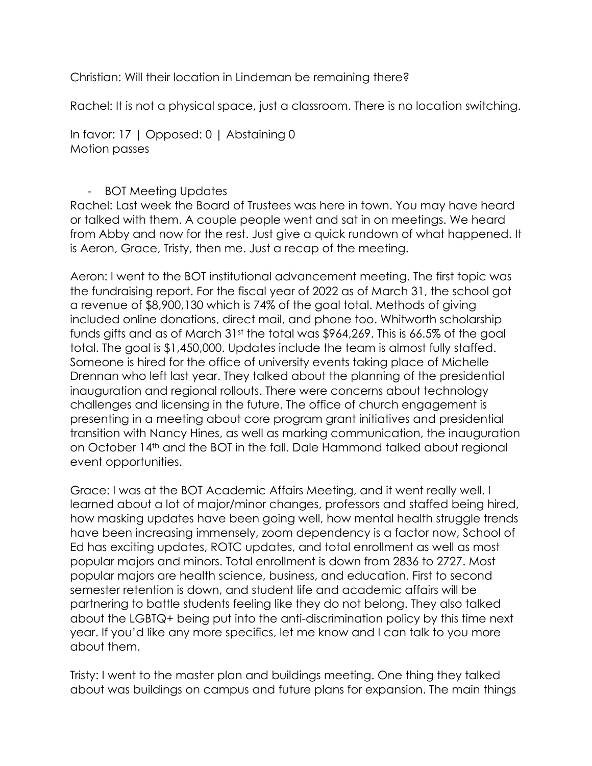Christian: Will their location in Lindeman be remaining there?

Rachel: It is not a physical space, just a classroom. There is no location switching.

In favor: 17 | Opposed: 0 | Abstaining 0
Motion passes

- BOT Meeting Updates

Rachel: Last week the Board of Trustees was here in town. You may have heard or talked with them. A couple people went and sat in on meetings. We heard from Abby and now for the rest. Just give a quick rundown of what happened. It is Aeron, Grace, Tristy, then me. Just a recap of the meeting.

Aeron: I went to the BOT institutional advancement meeting. The first topic was the fundraising report. For the fiscal year of 2022 as of March 31, the school got a revenue of $8,900,130 which is 74% of the goal total. Methods of giving included online donations, direct mail, and phone too. Whitworth scholarship funds gifts and as of March 31st the total was $964,269. This is 66.5% of the goal total. The goal is $1,450,000. Updates include the team is almost fully staffed. Someone is hired for the office of university events taking place of Michelle Drennan who left last year. They talked about the planning of the presidential inauguration and regional rollouts. There were concerns about technology challenges and licensing in the future. The office of church engagement is presenting in a meeting about core program grant initiatives and presidential transition with Nancy Hines, as well as marking communication, the inauguration on October 14th and the BOT in the fall. Dale Hammond talked about regional event opportunities.

Grace: I was at the BOT Academic Affairs Meeting, and it went really well. I learned about a lot of major/minor changes, professors and staffed being hired, how masking updates have been going well, how mental health struggle trends have been increasing immensely, zoom dependency is a factor now, School of Ed has exciting updates, ROTC updates, and total enrollment as well as most popular majors and minors. Total enrollment is down from 2836 to 2727. Most popular majors are health science, business, and education. First to second semester retention is down, and student life and academic affairs will be partnering to battle students feeling like they do not belong. They also talked about the LGBTQ+ being put into the anti-discrimination policy by this time next year. If you'd like any more specifics, let me know and I can talk to you more about them.

Tristy: I went to the master plan and buildings meeting. One thing they talked about was buildings on campus and future plans for expansion. The main things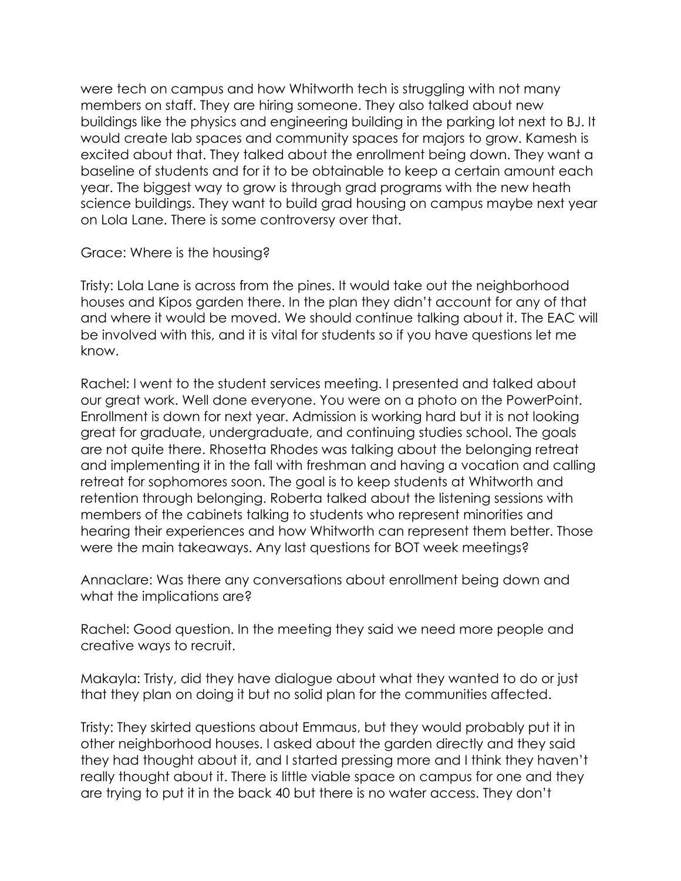were tech on campus and how Whitworth tech is struggling with not many members on staff. They are hiring someone. They also talked about new buildings like the physics and engineering building in the parking lot next to BJ. It would create lab spaces and community spaces for majors to grow. Kamesh is excited about that. They talked about the enrollment being down. They want a baseline of students and for it to be obtainable to keep a certain amount each year. The biggest way to grow is through grad programs with the new heath science buildings. They want to build grad housing on campus maybe next year on Lola Lane. There is some controversy over that.

Grace: Where is the housing?

Tristy: Lola Lane is across from the pines. It would take out the neighborhood houses and Kipos garden there. In the plan they didn't account for any of that and where it would be moved. We should continue talking about it. The EAC will be involved with this, and it is vital for students so if you have questions let me know.

Rachel: I went to the student services meeting. I presented and talked about our great work. Well done everyone. You were on a photo on the PowerPoint. Enrollment is down for next year. Admission is working hard but it is not looking great for graduate, undergraduate, and continuing studies school. The goals are not quite there. Rhosetta Rhodes was talking about the belonging retreat and implementing it in the fall with freshman and having a vocation and calling retreat for sophomores soon. The goal is to keep students at Whitworth and retention through belonging. Roberta talked about the listening sessions with members of the cabinets talking to students who represent minorities and hearing their experiences and how Whitworth can represent them better. Those were the main takeaways. Any last questions for BOT week meetings?

Annaclare: Was there any conversations about enrollment being down and what the implications are?

Rachel: Good question. In the meeting they said we need more people and creative ways to recruit.

Makayla: Tristy, did they have dialogue about what they wanted to do or just that they plan on doing it but no solid plan for the communities affected.

Tristy: They skirted questions about Emmaus, but they would probably put it in other neighborhood houses. I asked about the garden directly and they said they had thought about it, and I started pressing more and I think they haven't really thought about it. There is little viable space on campus for one and they are trying to put it in the back 40 but there is no water access. They don't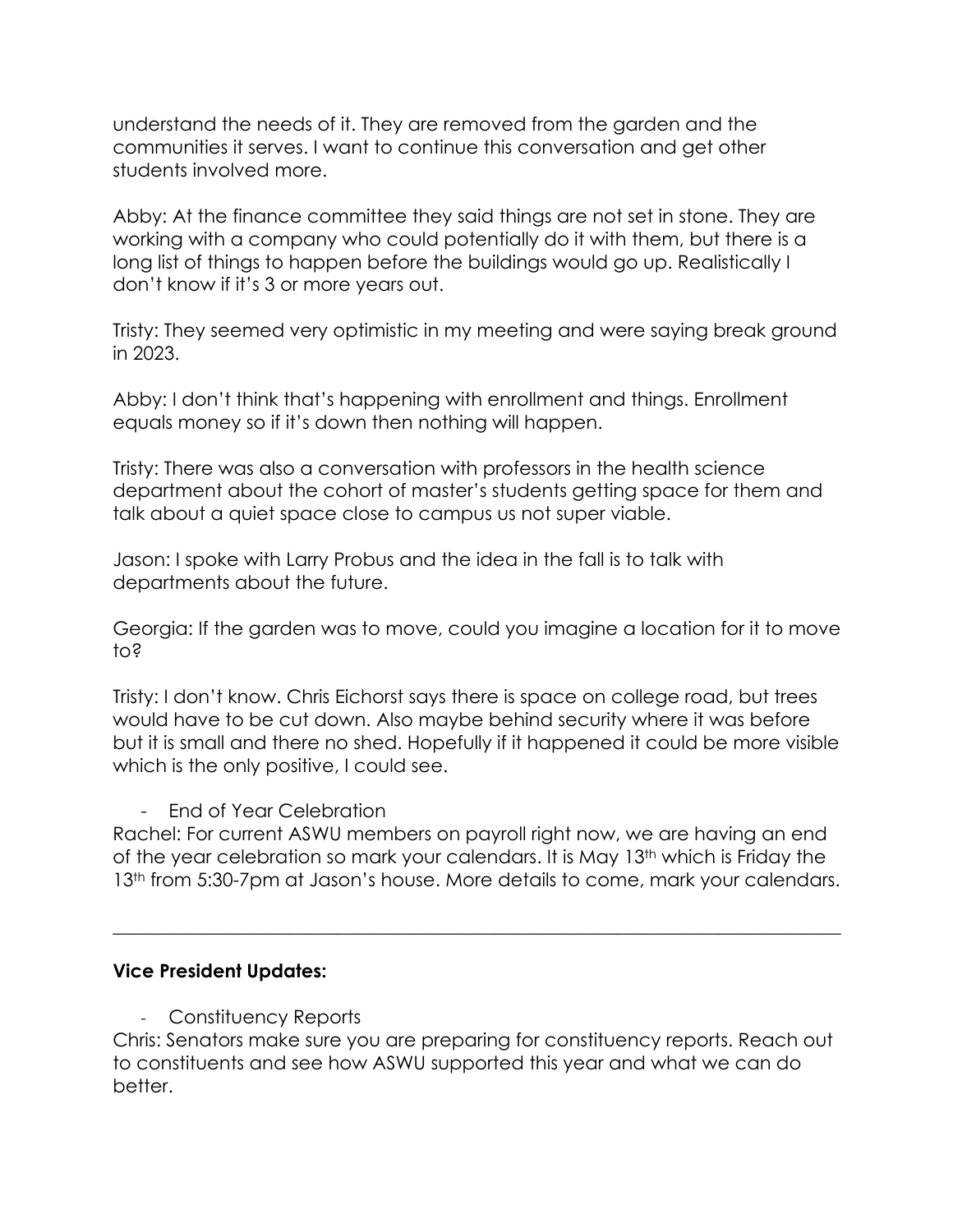understand the needs of it. They are removed from the garden and the communities it serves. I want to continue this conversation and get other students involved more.

Abby: At the finance committee they said things are not set in stone. They are working with a company who could potentially do it with them, but there is a long list of things to happen before the buildings would go up. Realistically I don't know if it's 3 or more years out.

Tristy: They seemed very optimistic in my meeting and were saying break ground in 2023.

Abby: I don't think that's happening with enrollment and things. Enrollment equals money so if it's down then nothing will happen.

Tristy: There was also a conversation with professors in the health science department about the cohort of master's students getting space for them and talk about a quiet space close to campus us not super viable.

Jason: I spoke with Larry Probus and the idea in the fall is to talk with departments about the future.

Georgia: If the garden was to move, could you imagine a location for it to move to?

Tristy: I don't know. Chris Eichorst says there is space on college road, but trees would have to be cut down. Also maybe behind security where it was before but it is small and there no shed. Hopefully if it happened it could be more visible which is the only positive, I could see.

- End of Year Celebration

Rachel: For current ASWU members on payroll right now, we are having an end of the year celebration so mark your calendars. It is May 13th which is Friday the 13th from 5:30-7pm at Jason's house. More details to come, mark your calendars.

---

**Vice President Updates:**

- Constituency Reports

Chris: Senators make sure you are preparing for constituency reports. Reach out to constituents and see how ASWU supported this year and what we can do better.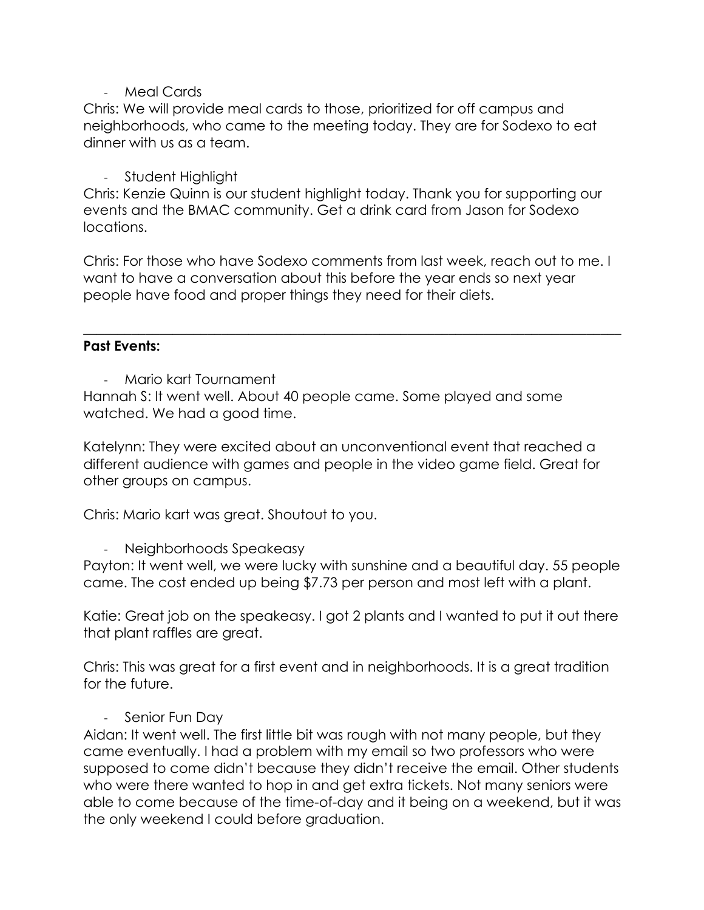- Meal Cards

Chris: We will provide meal cards to those, prioritized for off campus and neighborhoods, who came to the meeting today. They are for Sodexo to eat dinner with us as a team.

- Student Highlight

Chris: Kenzie Quinn is our student highlight today. Thank you for supporting our events and the BMAC community. Get a drink card from Jason for Sodexo locations.

Chris: For those who have Sodexo comments from last week, reach out to me. I want to have a conversation about this before the year ends so next year people have food and proper things they need for their diets.

---

**Past Events:**

- Mario kart Tournament

Hannah S: It went well. About 40 people came. Some played and some watched. We had a good time.

Katelynn: They were excited about an unconventional event that reached a different audience with games and people in the video game field. Great for other groups on campus.

Chris: Mario kart was great. Shoutout to you.

- Neighborhoods Speakeasy

Payton: It went well, we were lucky with sunshine and a beautiful day. 55 people came. The cost ended up being $7.73 per person and most left with a plant.

Katie: Great job on the speakeasy. I got 2 plants and I wanted to put it out there that plant raffles are great.

Chris: This was great for a first event and in neighborhoods. It is a great tradition for the future.

- Senior Fun Day

Aidan: It went well. The first little bit was rough with not many people, but they came eventually. I had a problem with my email so two professors who were supposed to come didn't because they didn't receive the email. Other students who were there wanted to hop in and get extra tickets. Not many seniors were able to come because of the time-of-day and it being on a weekend, but it was the only weekend I could before graduation.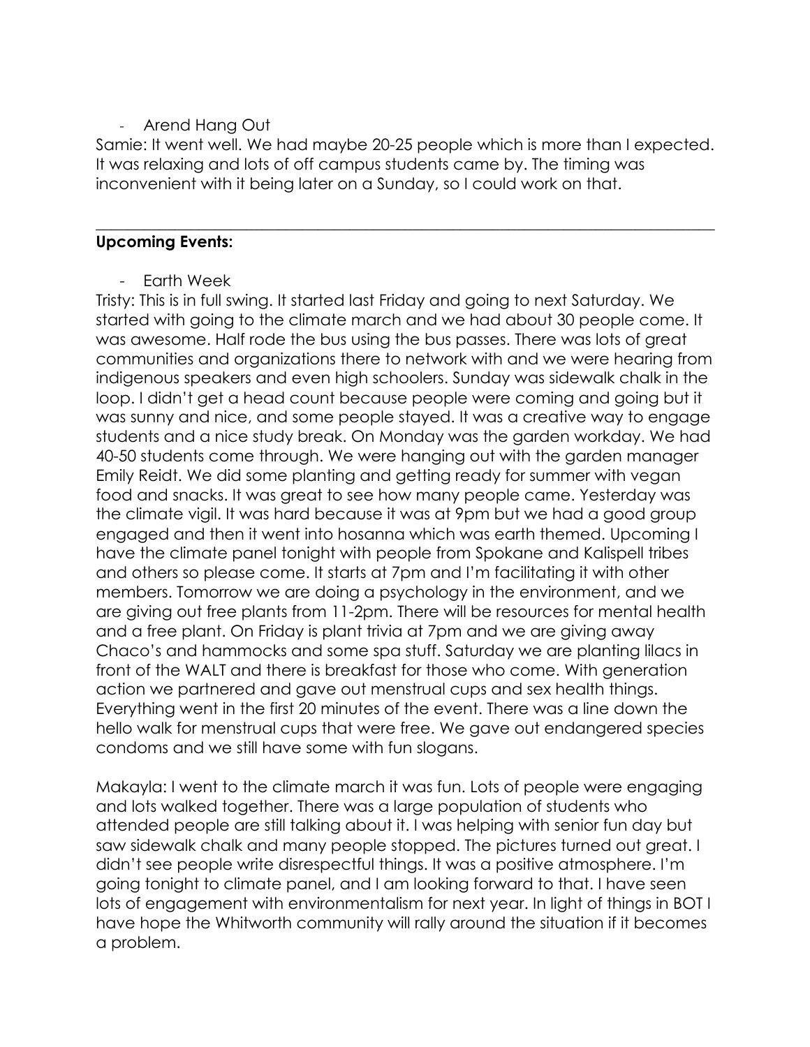- Arend Hang Out

Samie: It went well. We had maybe 20-25 people which is more than I expected. It was relaxing and lots of off campus students came by. The timing was inconvenient with it being later on a Sunday, so I could work on that.

---

**Upcoming Events:**

- Earth Week

Tristy: This is in full swing. It started last Friday and going to next Saturday. We started with going to the climate march and we had about 30 people come. It was awesome. Half rode the bus using the bus passes. There was lots of great communities and organizations there to network with and we were hearing from indigenous speakers and even high schoolers. Sunday was sidewalk chalk in the loop. I didn't get a head count because people were coming and going but it was sunny and nice, and some people stayed. It was a creative way to engage students and a nice study break. On Monday was the garden workday. We had 40-50 students come through. We were hanging out with the garden manager Emily Reidt. We did some planting and getting ready for summer with vegan food and snacks. It was great to see how many people came. Yesterday was the climate vigil. It was hard because it was at 9pm but we had a good group engaged and then it went into hosanna which was earth themed. Upcoming I have the climate panel tonight with people from Spokane and Kalispell tribes and others so please come. It starts at 7pm and I'm facilitating it with other members. Tomorrow we are doing a psychology in the environment, and we are giving out free plants from 11-2pm. There will be resources for mental health and a free plant. On Friday is plant trivia at 7pm and we are giving away Chaco's and hammocks and some spa stuff. Saturday we are planting lilacs in front of the WALT and there is breakfast for those who come. With generation action we partnered and gave out menstrual cups and sex health things. Everything went in the first 20 minutes of the event. There was a line down the hello walk for menstrual cups that were free. We gave out endangered species condoms and we still have some with fun slogans.

Makayla: I went to the climate march it was fun. Lots of people were engaging and lots walked together. There was a large population of students who attended people are still talking about it. I was helping with senior fun day but saw sidewalk chalk and many people stopped. The pictures turned out great. I didn't see people write disrespectful things. It was a positive atmosphere. I'm going tonight to climate panel, and I am looking forward to that. I have seen lots of engagement with environmentalism for next year. In light of things in BOT I have hope the Whitworth community will rally around the situation if it becomes a problem.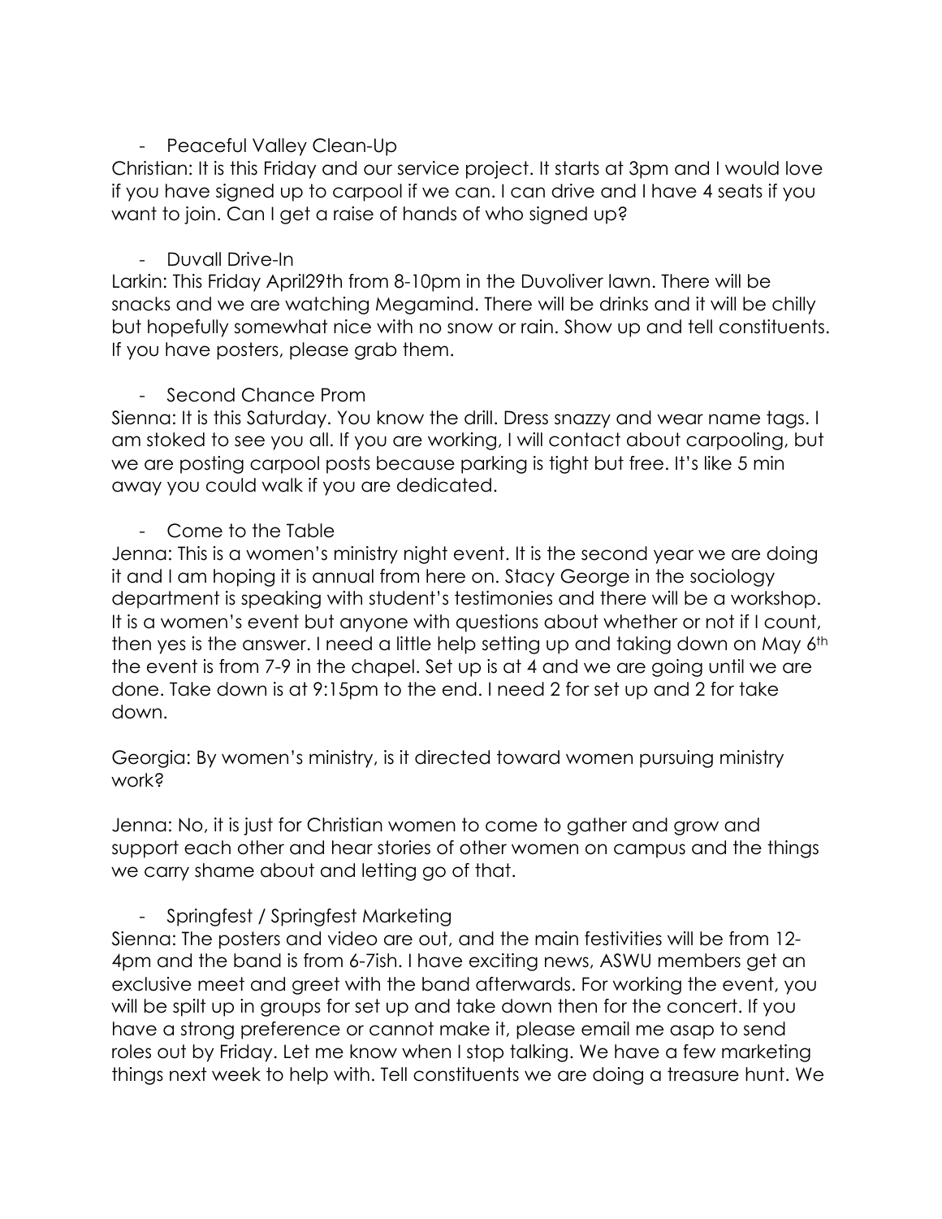- Peaceful Valley Clean-Up

Christian: It is this Friday and our service project. It starts at 3pm and I would love if you have signed up to carpool if we can. I can drive and I have 4 seats if you want to join. Can I get a raise of hands of who signed up?

- Duvall Drive-In

Larkin: This Friday April29th from 8-10pm in the Duvoliver lawn. There will be snacks and we are watching Megamind. There will be drinks and it will be chilly but hopefully somewhat nice with no snow or rain. Show up and tell constituents. If you have posters, please grab them.

- Second Chance Prom

Sienna: It is this Saturday. You know the drill. Dress snazzy and wear name tags. I am stoked to see you all. If you are working, I will contact about carpooling, but we are posting carpool posts because parking is tight but free. It's like 5 min away you could walk if you are dedicated.

- Come to the Table

Jenna: This is a women's ministry night event. It is the second year we are doing it and I am hoping it is annual from here on. Stacy George in the sociology department is speaking with student's testimonies and there will be a workshop. It is a women's event but anyone with questions about whether or not if I count, then yes is the answer. I need a little help setting up and taking down on May 6th the event is from 7-9 in the chapel. Set up is at 4 and we are going until we are done. Take down is at 9:15pm to the end. I need 2 for set up and 2 for take down.

Georgia: By women's ministry, is it directed toward women pursuing ministry work?

Jenna: No, it is just for Christian women to come to gather and grow and support each other and hear stories of other women on campus and the things we carry shame about and letting go of that.

- Springfest / Springfest Marketing

Sienna: The posters and video are out, and the main festivities will be from 12-4pm and the band is from 6-7ish. I have exciting news, ASWU members get an exclusive meet and greet with the band afterwards. For working the event, you will be spilt up in groups for set up and take down then for the concert. If you have a strong preference or cannot make it, please email me asap to send roles out by Friday. Let me know when I stop talking. We have a few marketing things next week to help with. Tell constituents we are doing a treasure hunt. We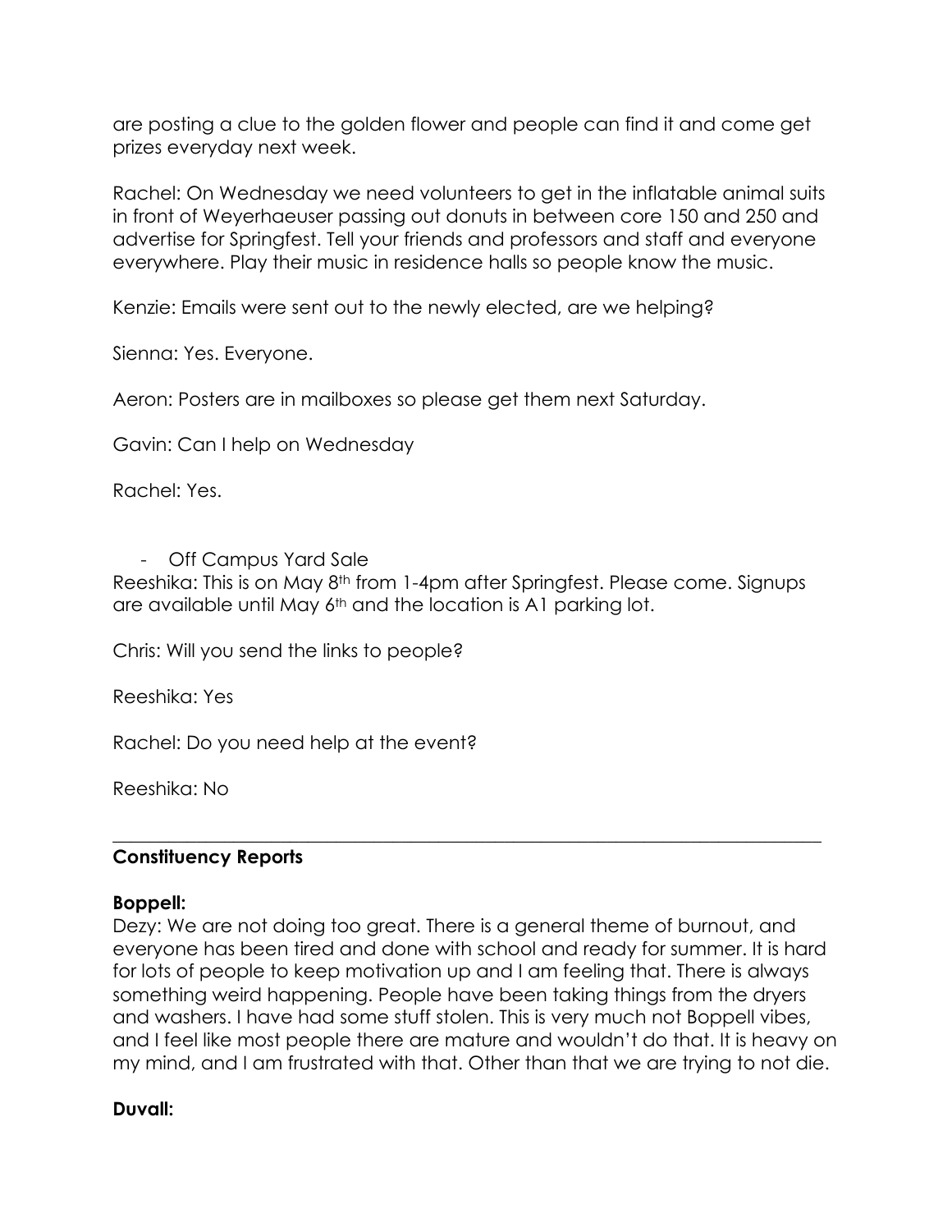are posting a clue to the golden flower and people can find it and come get prizes everyday next week.

Rachel: On Wednesday we need volunteers to get in the inflatable animal suits in front of Weyerhaeuser passing out donuts in between core 150 and 250 and advertise for Springfest. Tell your friends and professors and staff and everyone everywhere. Play their music in residence halls so people know the music.

Kenzie: Emails were sent out to the newly elected, are we helping?

Sienna: Yes. Everyone.

Aeron: Posters are in mailboxes so please get them next Saturday.

Gavin: Can I help on Wednesday

Rachel: Yes.

- Off Campus Yard Sale

Reeshika: This is on May 8th from 1-4pm after Springfest. Please come. Signups are available until May 6th and the location is A1 parking lot.

Chris: Will you send the links to people?

Reeshika: Yes

Rachel: Do you need help at the event?

Reeshika: No

---

**Constituency Reports**

**Boppell:**

Dezy: We are not doing too great. There is a general theme of burnout, and everyone has been tired and done with school and ready for summer. It is hard for lots of people to keep motivation up and I am feeling that. There is always something weird happening. People have been taking things from the dryers and washers. I have had some stuff stolen. This is very much not Boppell vibes, and I feel like most people there are mature and wouldn't do that. It is heavy on my mind, and I am frustrated with that. Other than that we are trying to not die.

**Duvall:**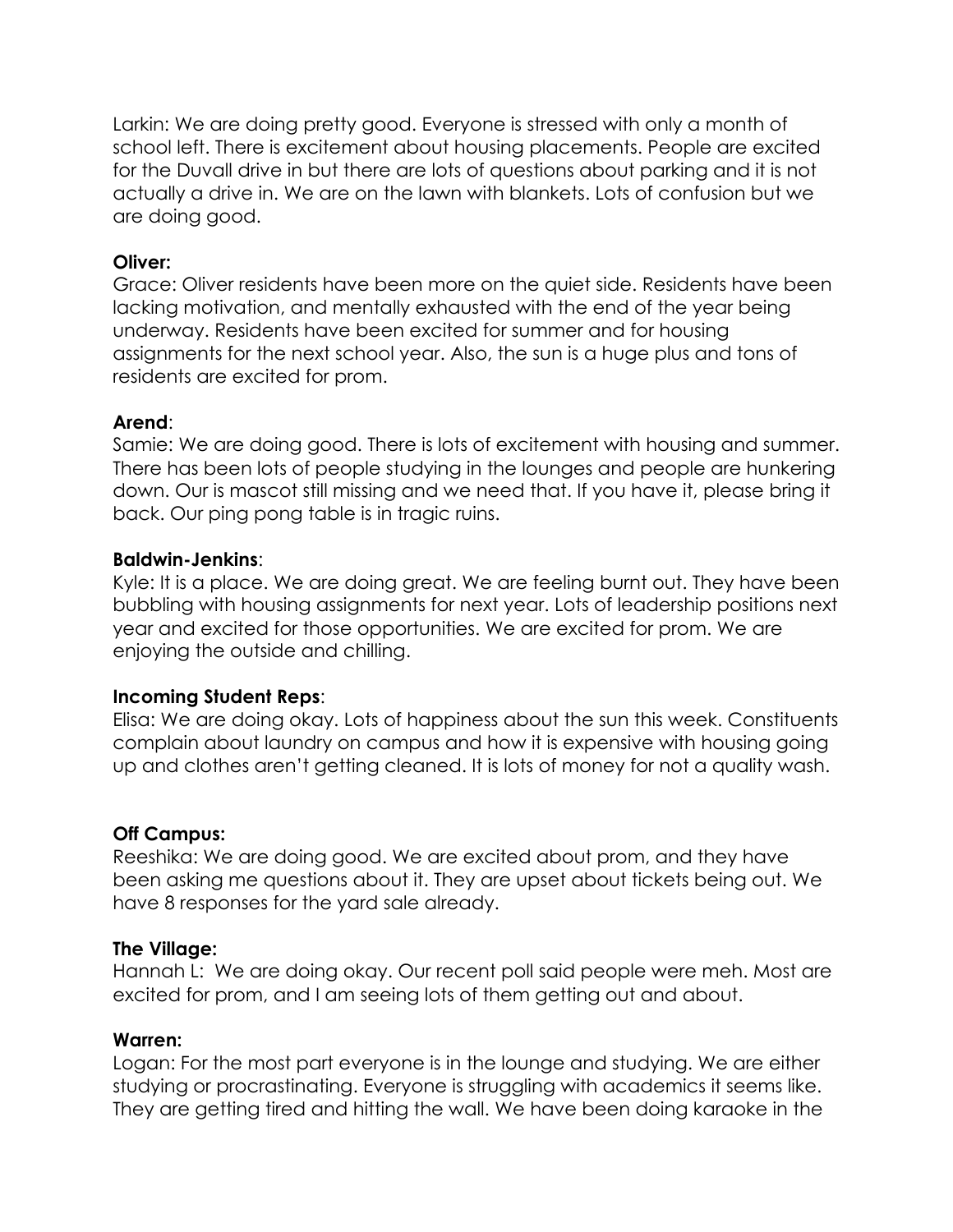Larkin: We are doing pretty good. Everyone is stressed with only a month of school left. There is excitement about housing placements. People are excited for the Duvall drive in but there are lots of questions about parking and it is not actually a drive in. We are on the lawn with blankets. Lots of confusion but we are doing good.

**Oliver:**

Grace: Oliver residents have been more on the quiet side. Residents have been lacking motivation, and mentally exhausted with the end of the year being underway. Residents have been excited for summer and for housing assignments for the next school year. Also, the sun is a huge plus and tons of residents are excited for prom.

**Arend**:

Samie: We are doing good. There is lots of excitement with housing and summer. There has been lots of people studying in the lounges and people are hunkering down. Our is mascot still missing and we need that. If you have it, please bring it back. Our ping pong table is in tragic ruins.

**Baldwin-Jenkins**:

Kyle: It is a place. We are doing great. We are feeling burnt out. They have been bubbling with housing assignments for next year. Lots of leadership positions next year and excited for those opportunities. We are excited for prom. We are enjoying the outside and chilling.

**Incoming Student Reps**:

Elisa: We are doing okay. Lots of happiness about the sun this week. Constituents complain about laundry on campus and how it is expensive with housing going up and clothes aren't getting cleaned. It is lots of money for not a quality wash.

**Off Campus:**

Reeshika: We are doing good. We are excited about prom, and they have been asking me questions about it. They are upset about tickets being out. We have 8 responses for the yard sale already.

**The Village:**

Hannah L: We are doing okay. Our recent poll said people were meh. Most are excited for prom, and I am seeing lots of them getting out and about.

**Warren:**

Logan: For the most part everyone is in the lounge and studying. We are either studying or procrastinating. Everyone is struggling with academics it seems like. They are getting tired and hitting the wall. We have been doing karaoke in the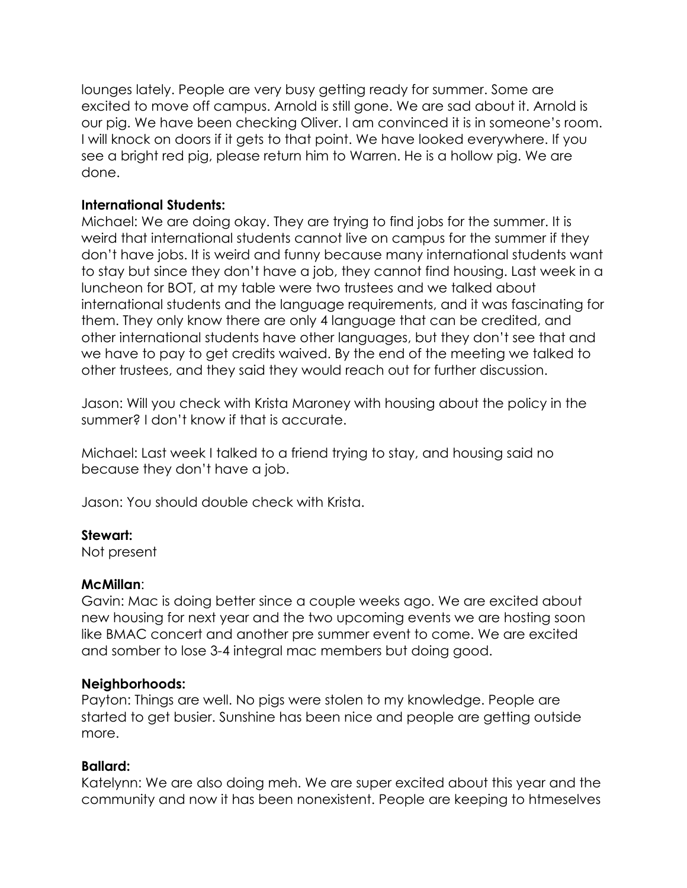lounges lately. People are very busy getting ready for summer. Some are excited to move off campus. Arnold is still gone. We are sad about it. Arnold is our pig. We have been checking Oliver. I am convinced it is in someone's room. I will knock on doors if it gets to that point. We have looked everywhere. If you see a bright red pig, please return him to Warren. He is a hollow pig. We are done.

**International Students:**

Michael: We are doing okay. They are trying to find jobs for the summer. It is weird that international students cannot live on campus for the summer if they don't have jobs. It is weird and funny because many international students want to stay but since they don't have a job, they cannot find housing. Last week in a luncheon for BOT, at my table were two trustees and we talked about international students and the language requirements, and it was fascinating for them. They only know there are only 4 language that can be credited, and other international students have other languages, but they don't see that and we have to pay to get credits waived. By the end of the meeting we talked to other trustees, and they said they would reach out for further discussion.

Jason: Will you check with Krista Maroney with housing about the policy in the summer? I don't know if that is accurate.

Michael: Last week I talked to a friend trying to stay, and housing said no because they don't have a job.

Jason: You should double check with Krista.

**Stewart:**

Not present

**McMillan**:

Gavin: Mac is doing better since a couple weeks ago. We are excited about new housing for next year and the two upcoming events we are hosting soon like BMAC concert and another pre summer event to come. We are excited and somber to lose 3-4 integral mac members but doing good.

**Neighborhoods:**

Payton: Things are well. No pigs were stolen to my knowledge. People are started to get busier. Sunshine has been nice and people are getting outside more.

**Ballard:**

Katelynn: We are also doing meh. We are super excited about this year and the community and now it has been nonexistent. People are keeping to htmeselves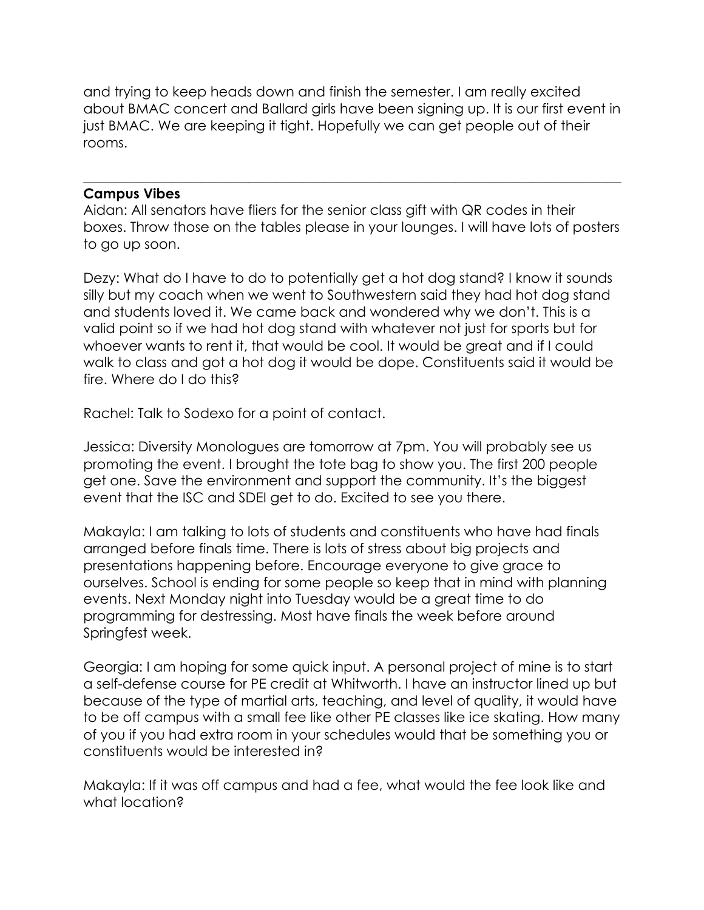and trying to keep heads down and finish the semester. I am really excited about BMAC concert and Ballard girls have been signing up. It is our first event in just BMAC. We are keeping it tight. Hopefully we can get people out of their rooms.

---

**Campus Vibes**

Aidan: All senators have fliers for the senior class gift with QR codes in their boxes. Throw those on the tables please in your lounges. I will have lots of posters to go up soon.

Dezy: What do I have to do to potentially get a hot dog stand? I know it sounds silly but my coach when we went to Southwestern said they had hot dog stand and students loved it. We came back and wondered why we don't. This is a valid point so if we had hot dog stand with whatever not just for sports but for whoever wants to rent it, that would be cool. It would be great and if I could walk to class and got a hot dog it would be dope. Constituents said it would be fire. Where do I do this?

Rachel: Talk to Sodexo for a point of contact.

Jessica: Diversity Monologues are tomorrow at 7pm. You will probably see us promoting the event. I brought the tote bag to show you. The first 200 people get one. Save the environment and support the community. It's the biggest event that the ISC and SDEI get to do. Excited to see you there.

Makayla: I am talking to lots of students and constituents who have had finals arranged before finals time. There is lots of stress about big projects and presentations happening before. Encourage everyone to give grace to ourselves. School is ending for some people so keep that in mind with planning events. Next Monday night into Tuesday would be a great time to do programming for destressing. Most have finals the week before around Springfest week.

Georgia: I am hoping for some quick input. A personal project of mine is to start a self-defense course for PE credit at Whitworth. I have an instructor lined up but because of the type of martial arts, teaching, and level of quality, it would have to be off campus with a small fee like other PE classes like ice skating. How many of you if you had extra room in your schedules would that be something you or constituents would be interested in?

Makayla: If it was off campus and had a fee, what would the fee look like and what location?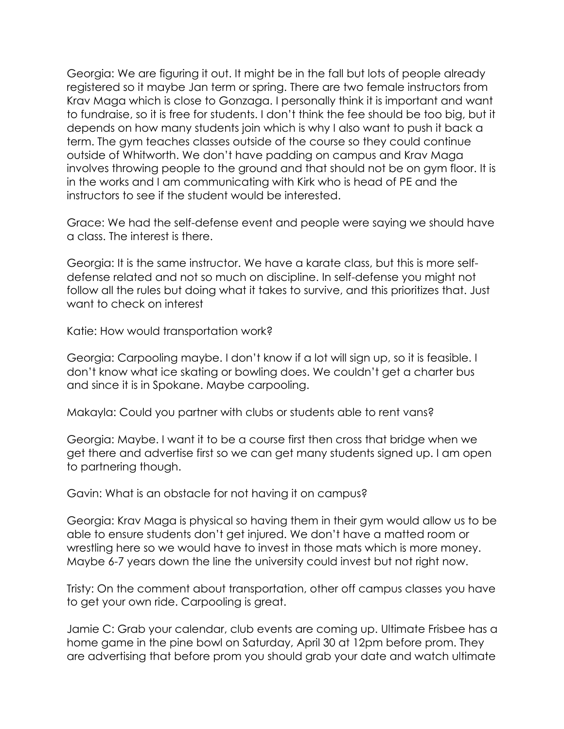Georgia: We are figuring it out. It might be in the fall but lots of people already registered so it maybe Jan term or spring. There are two female instructors from Krav Maga which is close to Gonzaga. I personally think it is important and want to fundraise, so it is free for students. I don't think the fee should be too big, but it depends on how many students join which is why I also want to push it back a term. The gym teaches classes outside of the course so they could continue outside of Whitworth. We don't have padding on campus and Krav Maga involves throwing people to the ground and that should not be on gym floor. It is in the works and I am communicating with Kirk who is head of PE and the instructors to see if the student would be interested.

Grace: We had the self-defense event and people were saying we should have a class. The interest is there.

Georgia: It is the same instructor. We have a karate class, but this is more self-defense related and not so much on discipline. In self-defense you might not follow all the rules but doing what it takes to survive, and this prioritizes that. Just want to check on interest

Katie: How would transportation work?

Georgia: Carpooling maybe. I don't know if a lot will sign up, so it is feasible. I don't know what ice skating or bowling does. We couldn't get a charter bus and since it is in Spokane. Maybe carpooling.

Makayla: Could you partner with clubs or students able to rent vans?

Georgia: Maybe. I want it to be a course first then cross that bridge when we get there and advertise first so we can get many students signed up. I am open to partnering though.

Gavin: What is an obstacle for not having it on campus?

Georgia: Krav Maga is physical so having them in their gym would allow us to be able to ensure students don't get injured. We don't have a matted room or wrestling here so we would have to invest in those mats which is more money. Maybe 6-7 years down the line the university could invest but not right now.

Tristy: On the comment about transportation, other off campus classes you have to get your own ride. Carpooling is great.

Jamie C: Grab your calendar, club events are coming up. Ultimate Frisbee has a home game in the pine bowl on Saturday, April 30 at 12pm before prom. They are advertising that before prom you should grab your date and watch ultimate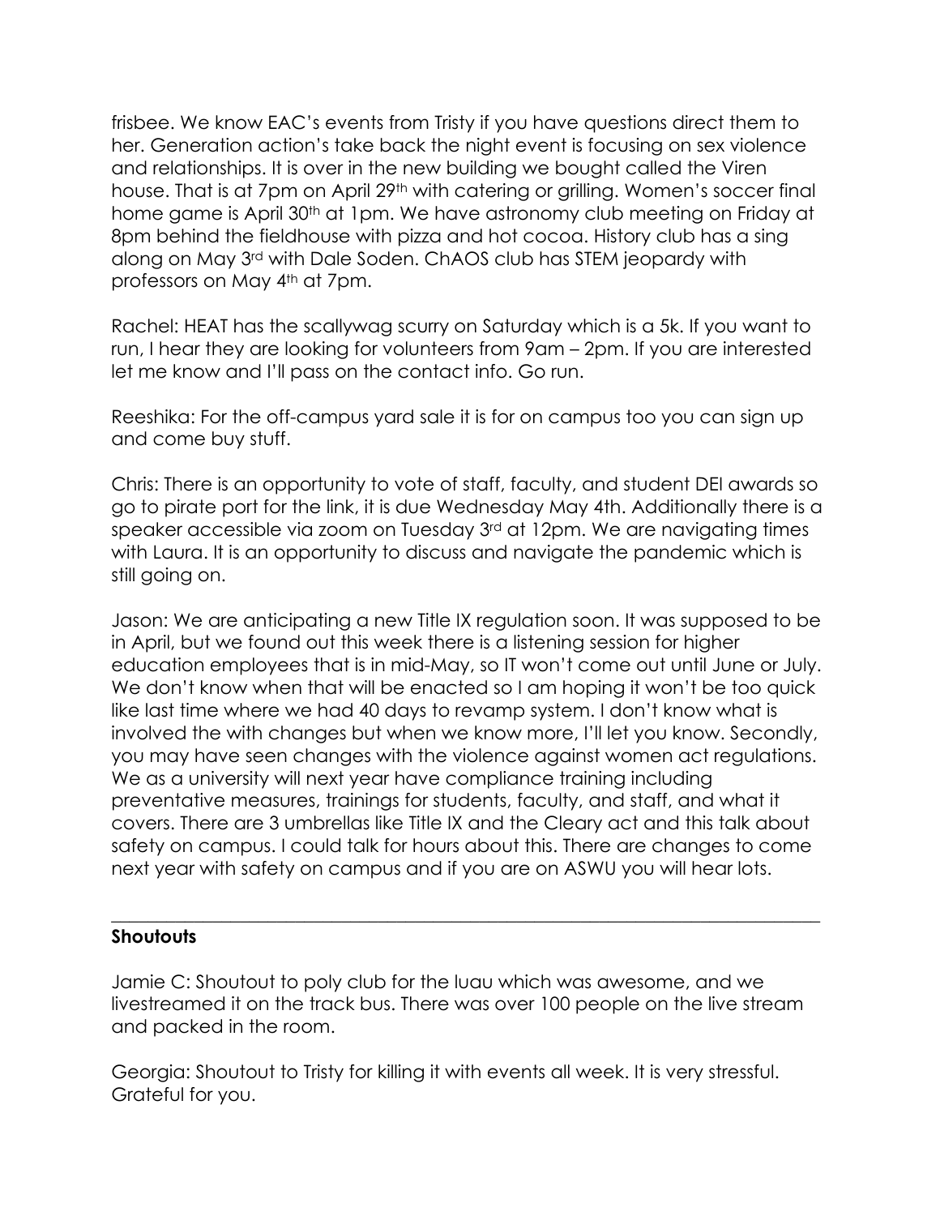frisbee. We know EAC's events from Tristy if you have questions direct them to her. Generation action's take back the night event is focusing on sex violence and relationships. It is over in the new building we bought called the Viren house. That is at 7pm on April 29th with catering or grilling. Women's soccer final home game is April 30th at 1pm. We have astronomy club meeting on Friday at 8pm behind the fieldhouse with pizza and hot cocoa. History club has a sing along on May 3rd with Dale Soden. ChAOS club has STEM jeopardy with professors on May 4th at 7pm.

Rachel: HEAT has the scallywag scurry on Saturday which is a 5k. If you want to run, I hear they are looking for volunteers from 9am – 2pm. If you are interested let me know and I'll pass on the contact info. Go run.

Reeshika: For the off-campus yard sale it is for on campus too you can sign up and come buy stuff.

Chris: There is an opportunity to vote of staff, faculty, and student DEI awards so go to pirate port for the link, it is due Wednesday May 4th. Additionally there is a speaker accessible via zoom on Tuesday 3rd at 12pm. We are navigating times with Laura. It is an opportunity to discuss and navigate the pandemic which is still going on.

Jason: We are anticipating a new Title IX regulation soon. It was supposed to be in April, but we found out this week there is a listening session for higher education employees that is in mid-May, so IT won't come out until June or July. We don't know when that will be enacted so I am hoping it won't be too quick like last time where we had 40 days to revamp system. I don't know what is involved the with changes but when we know more, I'll let you know. Secondly, you may have seen changes with the violence against women act regulations. We as a university will next year have compliance training including preventative measures, trainings for students, faculty, and staff, and what it covers. There are 3 umbrellas like Title IX and the Cleary act and this talk about safety on campus. I could talk for hours about this. There are changes to come next year with safety on campus and if you are on ASWU you will hear lots.

---

**Shoutouts**

Jamie C: Shoutout to poly club for the luau which was awesome, and we livestreamed it on the track bus. There was over 100 people on the live stream and packed in the room.

Georgia: Shoutout to Tristy for killing it with events all week. It is very stressful. Grateful for you.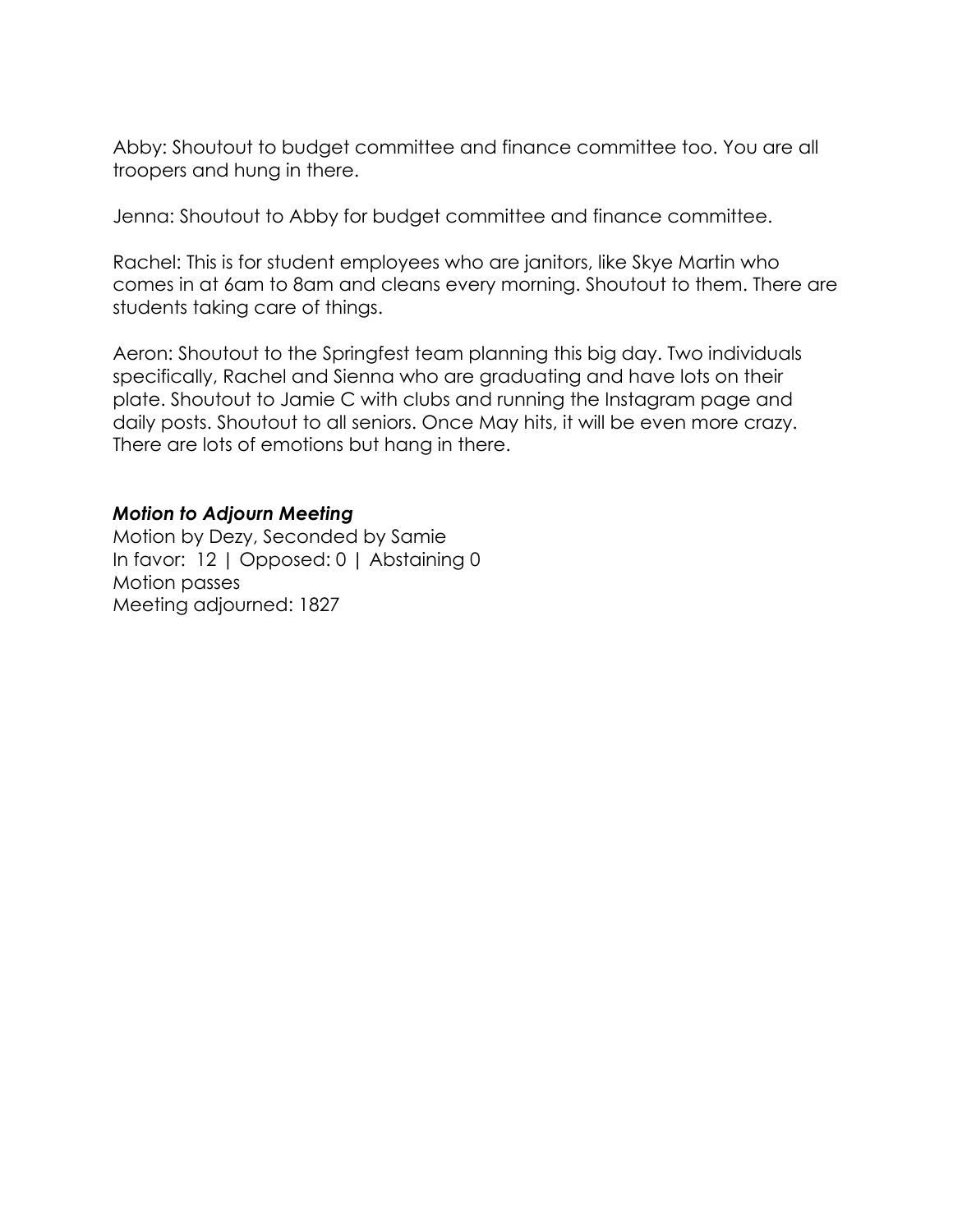Abby: Shoutout to budget committee and finance committee too. You are all troopers and hung in there.

Jenna: Shoutout to Abby for budget committee and finance committee.

Rachel: This is for student employees who are janitors, like Skye Martin who comes in at 6am to 8am and cleans every morning. Shoutout to them. There are students taking care of things.

Aeron: Shoutout to the Springfest team planning this big day. Two individuals specifically, Rachel and Sienna who are graduating and have lots on their plate. Shoutout to Jamie C with clubs and running the Instagram page and daily posts. Shoutout to all seniors. Once May hits, it will be even more crazy. There are lots of emotions but hang in there.

***Motion to Adjourn Meeting***

Motion by Dezy, Seconded by Samie
In favor: 12 | Opposed: 0 | Abstaining 0
Motion passes
Meeting adjourned: 1827